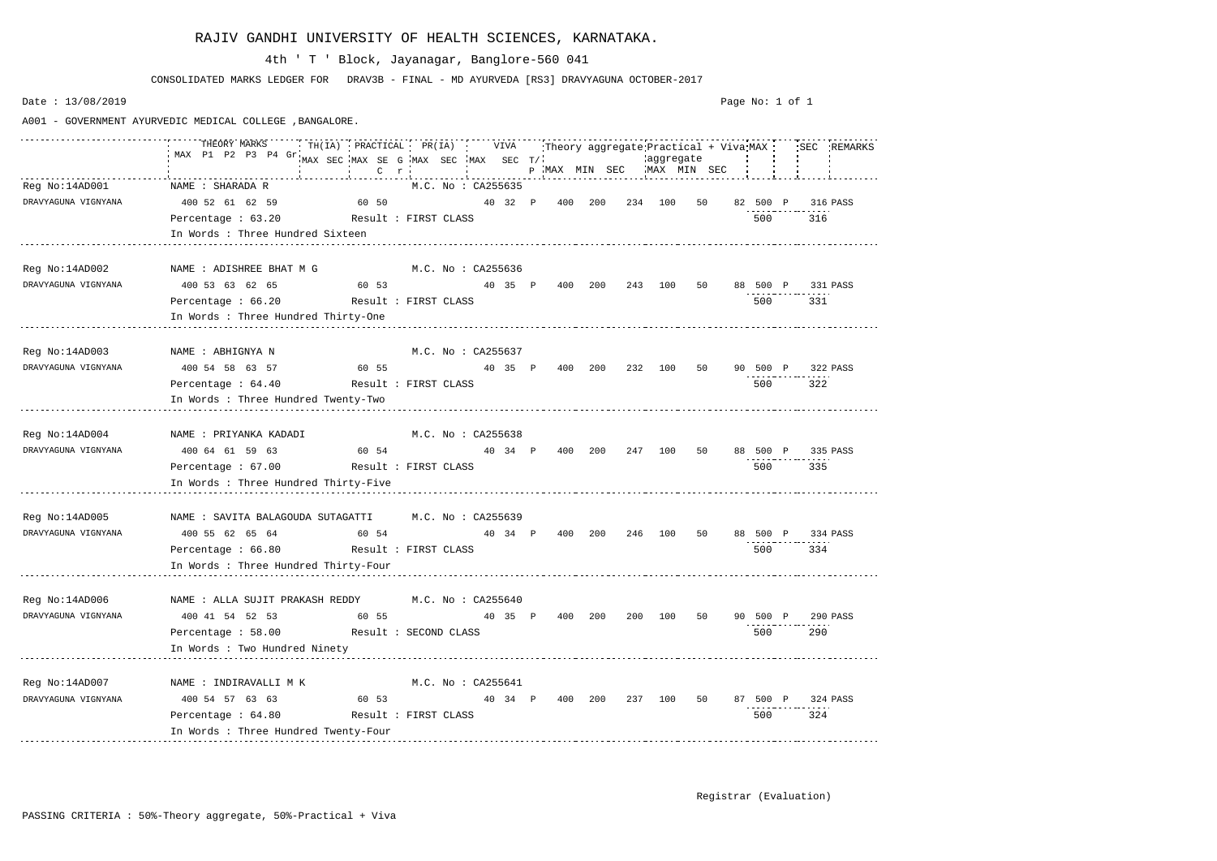# RAJIV GANDHI UNIVERSITY OF HEALTH SCIENCES, KARNATAKA.

4th ' T ' Block, Jayanagar, Banglore-560 041

CONSOLIDATED MARKS LEDGER FOR DRAV3B - FINAL - MD AYURVEDA [RS3] DRAVYAGUNA OCTOBER-2017

Date : 13/08/2019

A001 - GOVERNMENT AYURVEDIC MEDICAL COLLEGE ,BANGALORE.

| | THEORY MARKS MAX | P1 | P2 | P3 | P4 | Gr | TH(IA) MAX | SEC | PRACTICAL MAX | SE C | G r | PR(IA) MAX | SEC | VIVA MAX | SEC | T/P | Theory aggregate MAX | MIN | SEC | Practical + Viva aggregate MAX | MIN | SEC | MAX | | SEC | REMARKS |
|---|---|---|---|---|---|---|---|---|---|---|---|---|---|---|---|---|---|---|---|---|---|---|---|---|---|---|
| Reg No:14AD001 DRAVYAGUNA VIGNYANA | NAME : SHARADA R | | | | | | | | | | | M.C. No : CA255635 | | | | | | | | | | | | | | |
| | 400 | 52 | 61 | 62 | 59 | | | | 60 | 50 | | | | 40 | 32 | P | 400 | 200 | 234 | 100 | 50 | 82 | 500 | P | 316 | PASS |
| | Percentage : 63.20 | | | | | | | | Result : FIRST CLASS | | | | | | | | | | | | | | 500 | | 316 | |
| | In Words : Three Hundred Sixteen | | | | | | | | | | | | | | | | | | | | | | | | | |
| Reg No:14AD002 DRAVYAGUNA VIGNYANA | NAME : ADISHREE BHAT M G | | | | | | | | | | | M.C. No : CA255636 | | | | | | | | | | | | | | |
| | 400 | 53 | 63 | 62 | 65 | | | | 60 | 53 | | | | 40 | 35 | P | 400 | 200 | 243 | 100 | 50 | 88 | 500 | P | 331 | PASS |
| | Percentage : 66.20 | | | | | | | | Result : FIRST CLASS | | | | | | | | | | | | | | 500 | | 331 | |
| | In Words : Three Hundred Thirty-One | | | | | | | | | | | | | | | | | | | | | | | | | |
| Reg No:14AD003 DRAVYAGUNA VIGNYANA | NAME : ABHIGNYA N | | | | | | | | | | | M.C. No : CA255637 | | | | | | | | | | | | | | |
| | 400 | 54 | 58 | 63 | 57 | | | | 60 | 55 | | | | 40 | 35 | P | 400 | 200 | 232 | 100 | 50 | 90 | 500 | P | 322 | PASS |
| | Percentage : 64.40 | | | | | | | | Result : FIRST CLASS | | | | | | | | | | | | | | 500 | | 322 | |
| | In Words : Three Hundred Twenty-Two | | | | | | | | | | | | | | | | | | | | | | | | | |
| Reg No:14AD004 DRAVYAGUNA VIGNYANA | NAME : PRIYANKA KADADI | | | | | | | | | | | M.C. No : CA255638 | | | | | | | | | | | | | | |
| | 400 | 64 | 61 | 59 | 63 | | | | 60 | 54 | | | | 40 | 34 | P | 400 | 200 | 247 | 100 | 50 | 88 | 500 | P | 335 | PASS |
| | Percentage : 67.00 | | | | | | | | Result : FIRST CLASS | | | | | | | | | | | | | | 500 | | 335 | |
| | In Words : Three Hundred Thirty-Five | | | | | | | | | | | | | | | | | | | | | | | | | |
| Reg No:14AD005 DRAVYAGUNA VIGNYANA | NAME : SAVITA BALAGOUDA SUTAGATTI | | | | | | | | | | | M.C. No : CA255639 | | | | | | | | | | | | | | |
| | 400 | 55 | 62 | 65 | 64 | | | | 60 | 54 | | | | 40 | 34 | P | 400 | 200 | 246 | 100 | 50 | 88 | 500 | P | 334 | PASS |
| | Percentage : 66.80 | | | | | | | | Result : FIRST CLASS | | | | | | | | | | | | | | 500 | | 334 | |
| | In Words : Three Hundred Thirty-Four | | | | | | | | | | | | | | | | | | | | | | | | | |
| Reg No:14AD006 DRAVYAGUNA VIGNYANA | NAME : ALLA SUJIT PRAKASH REDDY | | | | | | | | | | | M.C. No : CA255640 | | | | | | | | | | | | | | |
| | 400 | 41 | 54 | 52 | 53 | | | | 60 | 55 | | | | 40 | 35 | P | 400 | 200 | 200 | 100 | 50 | 90 | 500 | P | 290 | PASS |
| | Percentage : 58.00 | | | | | | | | Result : SECOND CLASS | | | | | | | | | | | | | | 500 | | 290 | |
| | In Words : Two Hundred Ninety | | | | | | | | | | | | | | | | | | | | | | | | | |
| Reg No:14AD007 DRAVYAGUNA VIGNYANA | NAME : INDIRAVALLI M K | | | | | | | | | | | M.C. No : CA255641 | | | | | | | | | | | | | | |
| | 400 | 54 | 57 | 63 | 63 | | | | 60 | 53 | | | | 40 | 34 | P | 400 | 200 | 237 | 100 | 50 | 87 | 500 | P | 324 | PASS |
| | Percentage : 64.80 | | | | | | | | Result : FIRST CLASS | | | | | | | | | | | | | | 500 | | 324 | |
| | In Words : Three Hundred Twenty-Four | | | | | | | | | | | | | | | | | | | | | | | | | |

Registrar (Evaluation)

PASSING CRITERIA : 50%-Theory aggregate, 50%-Practical + Viva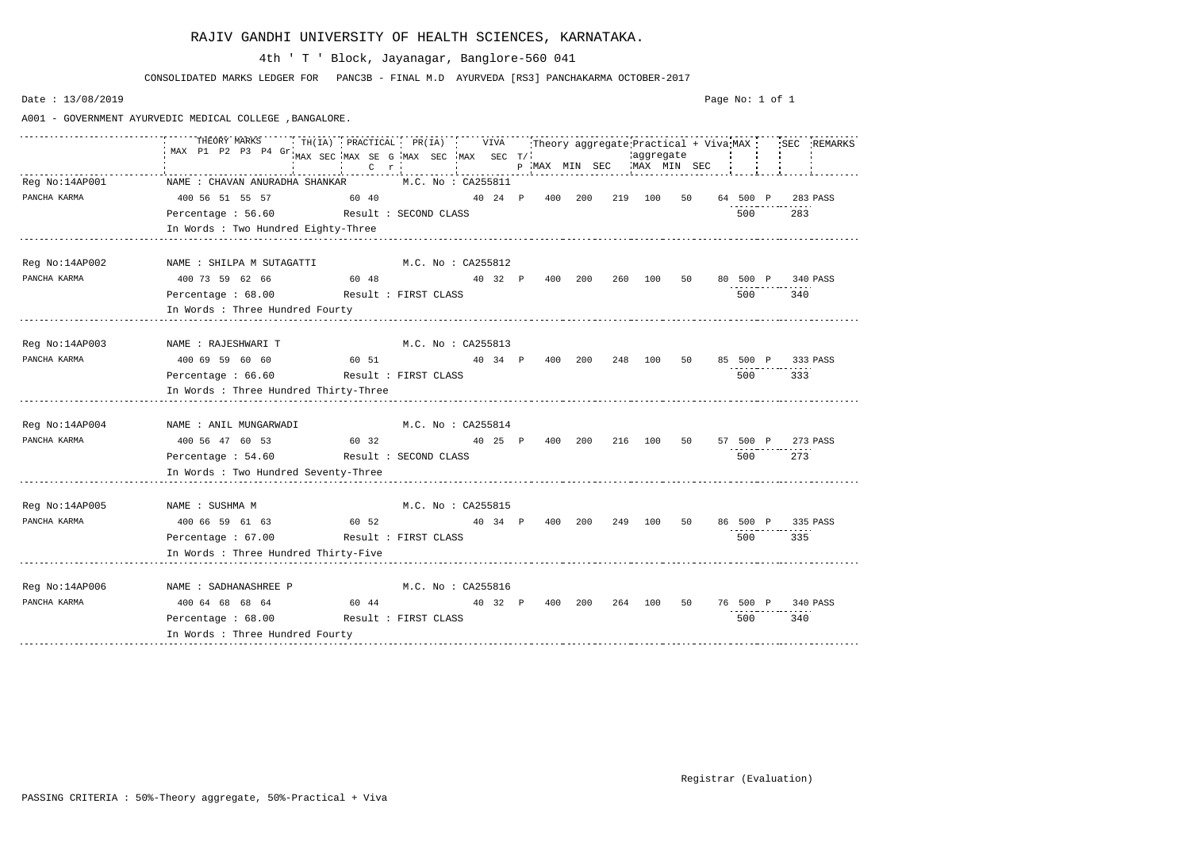# RAJIV GANDHI UNIVERSITY OF HEALTH SCIENCES, KARNATAKA.

4th ' T ' Block, Jayanagar, Banglore-560 041

CONSOLIDATED MARKS LEDGER FOR PANC3B - FINAL M.D AYURVEDA [RS3] PANCHAKARMA OCTOBER-2017

Date : 13/08/2019

A001 - GOVERNMENT AYURVEDIC MEDICAL COLLEGE ,BANGALORE.

| | THEORY MARKS MAX | P1 | P2 | P3 | P4 | Gr | TH(IA) MAX | SEC | PRACTICAL MAX | SE C | G r | PR(IA) MAX | SEC | VIVA MAX | SEC | T/P | Theory aggregate MAX | MIN | SEC | Practical + Viva aggregate MAX | MIN | SEC | MAX | | SEC | REMARKS |
|---|---|---|---|---|---|---|---|---|---|---|---|---|---|---|---|---|---|---|---|---|---|---|---|---|---|---|
| Reg No:14AP001 PANCHA KARMA | NAME : CHAVAN ANURADHA SHANKAR M.C. No : CA255811 | | | | | | | | | | | | | | | | | | | | | | | | | |
| | 400 | 56 | 51 | 55 | 57 | | | | 60 | 40 | | | | 40 | 24 | P | 400 | 200 | 219 | 100 | 50 | 64 | 500 | P | 283 | PASS |
| | Percentage : 56.60 Result : SECOND CLASS | | | | | | | | | | | | | | | | | | | | | | 500 | | 283 | |
| | In Words : Two Hundred Eighty-Three | | | | | | | | | | | | | | | | | | | | | | | | | |
| Reg No:14AP002 PANCHA KARMA | NAME : SHILPA M SUTAGATTI M.C. No : CA255812 | | | | | | | | | | | | | | | | | | | | | | | | | |
| | 400 | 73 | 59 | 62 | 66 | | | | 60 | 48 | | | | 40 | 32 | P | 400 | 200 | 260 | 100 | 50 | 80 | 500 | P | 340 | PASS |
| | Percentage : 68.00 Result : FIRST CLASS | | | | | | | | | | | | | | | | | | | | | | 500 | | 340 | |
| | In Words : Three Hundred Fourty | | | | | | | | | | | | | | | | | | | | | | | | | |
| Reg No:14AP003 PANCHA KARMA | NAME : RAJESHWARI T M.C. No : CA255813 | | | | | | | | | | | | | | | | | | | | | | | | | |
| | 400 | 69 | 59 | 60 | 60 | | | | 60 | 51 | | | | 40 | 34 | P | 400 | 200 | 248 | 100 | 50 | 85 | 500 | P | 333 | PASS |
| | Percentage : 66.60 Result : FIRST CLASS | | | | | | | | | | | | | | | | | | | | | | 500 | | 333 | |
| | In Words : Three Hundred Thirty-Three | | | | | | | | | | | | | | | | | | | | | | | | | |
| Reg No:14AP004 PANCHA KARMA | NAME : ANIL MUNGARWADI M.C. No : CA255814 | | | | | | | | | | | | | | | | | | | | | | | | | |
| | 400 | 56 | 47 | 60 | 53 | | | | 60 | 32 | | | | 40 | 25 | P | 400 | 200 | 216 | 100 | 50 | 57 | 500 | P | 273 | PASS |
| | Percentage : 54.60 Result : SECOND CLASS | | | | | | | | | | | | | | | | | | | | | | 500 | | 273 | |
| | In Words : Two Hundred Seventy-Three | | | | | | | | | | | | | | | | | | | | | | | | | |
| Reg No:14AP005 PANCHA KARMA | NAME : SUSHMA M M.C. No : CA255815 | | | | | | | | | | | | | | | | | | | | | | | | | |
| | 400 | 66 | 59 | 61 | 63 | | | | 60 | 52 | | | | 40 | 34 | P | 400 | 200 | 249 | 100 | 50 | 86 | 500 | P | 335 | PASS |
| | Percentage : 67.00 Result : FIRST CLASS | | | | | | | | | | | | | | | | | | | | | | 500 | | 335 | |
| | In Words : Three Hundred Thirty-Five | | | | | | | | | | | | | | | | | | | | | | | | | |
| Reg No:14AP006 PANCHA KARMA | NAME : SADHANASHREE P M.C. No : CA255816 | | | | | | | | | | | | | | | | | | | | | | | | | |
| | 400 | 64 | 68 | 68 | 64 | | | | 60 | 44 | | | | 40 | 32 | P | 400 | 200 | 264 | 100 | 50 | 76 | 500 | P | 340 | PASS |
| | Percentage : 68.00 Result : FIRST CLASS | | | | | | | | | | | | | | | | | | | | | | 500 | | 340 | |
| | In Words : Three Hundred Fourty | | | | | | | | | | | | | | | | | | | | | | | | | |

Registrar (Evaluation)

PASSING CRITERIA : 50%-Theory aggregate, 50%-Practical + Viva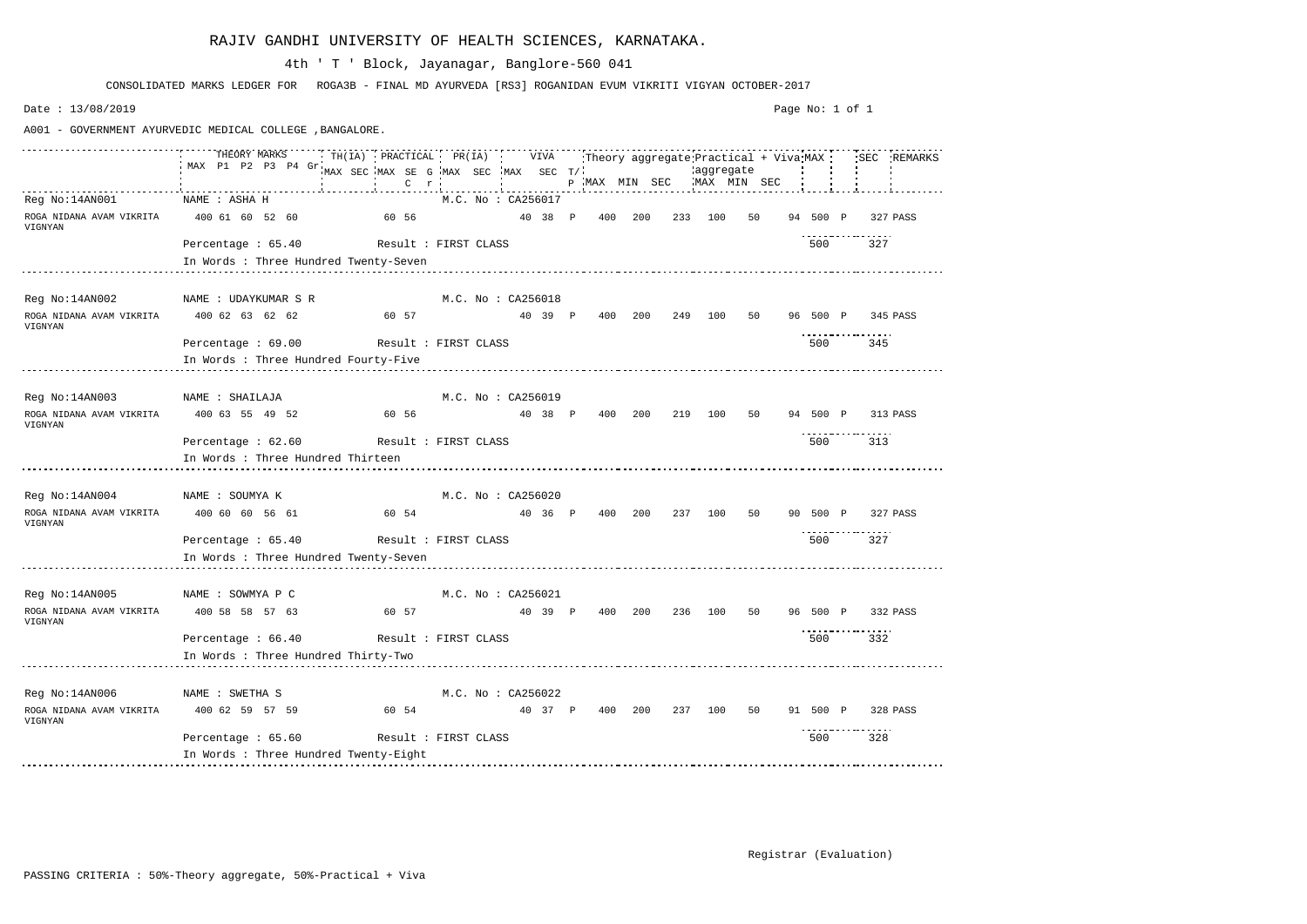# RAJIV GANDHI UNIVERSITY OF HEALTH SCIENCES, KARNATAKA.

4th ' T ' Block, Jayanagar, Banglore-560 041

CONSOLIDATED MARKS LEDGER FOR ROGA3B - FINAL MD AYURVEDA [RS3] ROGANIDAN EVUM VIKRITI VIGYAN OCTOBER-2017

Date : 13/08/2019

A001 - GOVERNMENT AYURVEDIC MEDICAL COLLEGE ,BANGALORE.

| | THEORY MARKS | | | | | | TH(IA) | PRACTICAL | | | | PR(IA) | | VIVA | | | Theory aggregate | | | Practical + Viva aggregate | | | MAX | | SEC | REMARKS |
|---|---|---|---|---|---|---|---|---|---|---|---|---|---|---|---|---|---|---|---|---|---|---|---|---|---|---|
| | MAX | P1 | P2 | P3 | P4 | Gr | MAX SEC | MAX | SEC | G | r | MAX | SEC | MAX | SEC | T/P | MAX | MIN | SEC | MAX | MIN | SEC | | | | |
| Reg No:14AN001 | NAME : ASHA H | | | | | | | | | | | M.C. No : CA256017 | | | | | | | | | | | | | | |
| ROGA NIDANA AVAM VIKRITA VIGNYAN | 400 | 61 | 60 | 52 | 60 | | | 60 | 56 | | | | | 40 | 38 | P | 400 | 200 | 233 | 100 | 50 | 94 | 500 | P | 327 | PASS |
| | Percentage : 65.40 | | | | | | | Result : FIRST CLASS | | | | | | | | | | | | | | | 500 | | 327 | |
| | In Words : Three Hundred Twenty-Seven | | | | | | | | | | | | | | | | | | | | | | | | | |
| Reg No:14AN002 | NAME : UDAYKUMAR S R | | | | | | | | | | | M.C. No : CA256018 | | | | | | | | | | | | | | |
| ROGA NIDANA AVAM VIKRITA VIGNYAN | 400 | 62 | 63 | 62 | 62 | | | 60 | 57 | | | | | 40 | 39 | P | 400 | 200 | 249 | 100 | 50 | 96 | 500 | P | 345 | PASS |
| | Percentage : 69.00 | | | | | | | Result : FIRST CLASS | | | | | | | | | | | | | | | 500 | | 345 | |
| | In Words : Three Hundred Fourty-Five | | | | | | | | | | | | | | | | | | | | | | | | | |
| Reg No:14AN003 | NAME : SHAILAJA | | | | | | | | | | | M.C. No : CA256019 | | | | | | | | | | | | | | |
| ROGA NIDANA AVAM VIKRITA VIGNYAN | 400 | 63 | 55 | 49 | 52 | | | 60 | 56 | | | | | 40 | 38 | P | 400 | 200 | 219 | 100 | 50 | 94 | 500 | P | 313 | PASS |
| | Percentage : 62.60 | | | | | | | Result : FIRST CLASS | | | | | | | | | | | | | | | 500 | | 313 | |
| | In Words : Three Hundred Thirteen | | | | | | | | | | | | | | | | | | | | | | | | | |
| Reg No:14AN004 | NAME : SOUMYA K | | | | | | | | | | | M.C. No : CA256020 | | | | | | | | | | | | | | |
| ROGA NIDANA AVAM VIKRITA VIGNYAN | 400 | 60 | 60 | 56 | 61 | | | 60 | 54 | | | | | 40 | 36 | P | 400 | 200 | 237 | 100 | 50 | 90 | 500 | P | 327 | PASS |
| | Percentage : 65.40 | | | | | | | Result : FIRST CLASS | | | | | | | | | | | | | | | 500 | | 327 | |
| | In Words : Three Hundred Twenty-Seven | | | | | | | | | | | | | | | | | | | | | | | | | |
| Reg No:14AN005 | NAME : SOWMYA P C | | | | | | | | | | | M.C. No : CA256021 | | | | | | | | | | | | | | |
| ROGA NIDANA AVAM VIKRITA VIGNYAN | 400 | 58 | 58 | 57 | 63 | | | 60 | 57 | | | | | 40 | 39 | P | 400 | 200 | 236 | 100 | 50 | 96 | 500 | P | 332 | PASS |
| | Percentage : 66.40 | | | | | | | Result : FIRST CLASS | | | | | | | | | | | | | | | 500 | | 332 | |
| | In Words : Three Hundred Thirty-Two | | | | | | | | | | | | | | | | | | | | | | | | | |
| Reg No:14AN006 | NAME : SWETHA S | | | | | | | | | | | M.C. No : CA256022 | | | | | | | | | | | | | | |
| ROGA NIDANA AVAM VIKRITA VIGNYAN | 400 | 62 | 59 | 57 | 59 | | | 60 | 54 | | | | | 40 | 37 | P | 400 | 200 | 237 | 100 | 50 | 91 | 500 | P | 328 | PASS |
| | Percentage : 65.60 | | | | | | | Result : FIRST CLASS | | | | | | | | | | | | | | | 500 | | 328 | |
| | In Words : Three Hundred Twenty-Eight | | | | | | | | | | | | | | | | | | | | | | | | | |

Registrar (Evaluation)

PASSING CRITERIA : 50%-Theory aggregate, 50%-Practical + Viva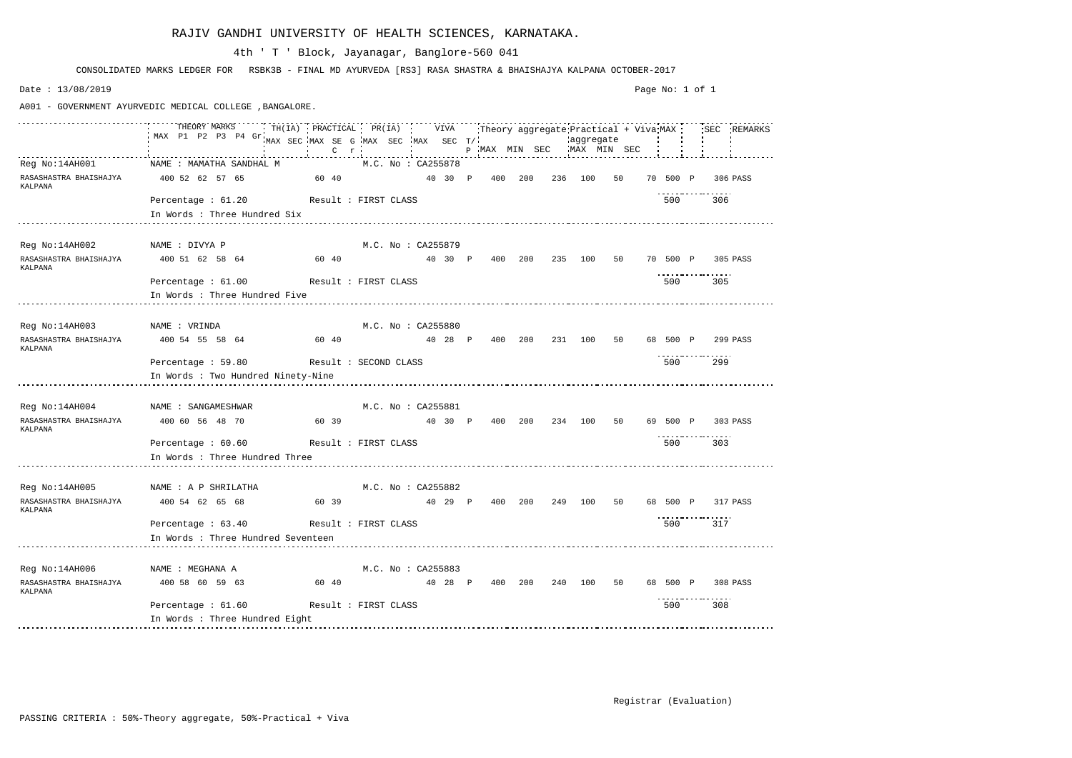# RAJIV GANDHI UNIVERSITY OF HEALTH SCIENCES, KARNATAKA.

4th ' T ' Block, Jayanagar, Banglore-560 041

CONSOLIDATED MARKS LEDGER FOR RSBK3B - FINAL MD AYURVEDA [RS3] RASA SHASTRA & BHAISHAJYA KALPANA OCTOBER-2017

Date : 13/08/2019

A001 - GOVERNMENT AYURVEDIC MEDICAL COLLEGE ,BANGALORE.

| | THEORY MARKS | | | | | | TH(IA) | | PRACTICAL | | | | PR(IA) | | VIVA | | | Theory aggregate | | | Practical + Viva aggregate | | | MAX | | SEC | REMARKS |
|---|---|---|---|---|---|---|---|---|---|---|---|---|---|---|---|---|---|---|---|---|---|---|---|---|---|---|---|
| | MAX | P1 | P2 | P3 | P4 | Gr | MAX | SEC | MAX | SEC | G | r | MAX | SEC | MAX | SEC | T/P | MAX | MIN | SEC | MAX | MIN | SEC | | | | |
| Reg No:14AH001 | NAME : MAMATHA SANDHAL M | | | | | | | | | | | | M.C. No : CA255878 | | | | | | | | | | | | | | |
| RASASHASTRA BHAISHAJYA KALPANA | 400 | 52 | 62 | 57 | 65 | | 60 | 40 | | | | | | | 40 | 30 | P | 400 | 200 | 236 | 100 | 50 | 70 | 500 | P | 306 | PASS |
| | Percentage : 61.20 | | | | | | Result : FIRST CLASS | | | | | | | | | | | | | | | | | 500 | | 306 | |
| | In Words : Three Hundred Six | | | | | | | | | | | | | | | | | | | | | | | | | | |
| Reg No:14AH002 | NAME : DIVYA P | | | | | | | | | | | | M.C. No : CA255879 | | | | | | | | | | | | | | |
| RASASHASTRA BHAISHAJYA KALPANA | 400 | 51 | 62 | 58 | 64 | | 60 | 40 | | | | | | | 40 | 30 | P | 400 | 200 | 235 | 100 | 50 | 70 | 500 | P | 305 | PASS |
| | Percentage : 61.00 | | | | | | Result : FIRST CLASS | | | | | | | | | | | | | | | | | 500 | | 305 | |
| | In Words : Three Hundred Five | | | | | | | | | | | | | | | | | | | | | | | | | | |
| Reg No:14AH003 | NAME : VRINDA | | | | | | | | | | | | M.C. No : CA255880 | | | | | | | | | | | | | | |
| RASASHASTRA BHAISHAJYA KALPANA | 400 | 54 | 55 | 58 | 64 | | 60 | 40 | | | | | | | 40 | 28 | P | 400 | 200 | 231 | 100 | 50 | 68 | 500 | P | 299 | PASS |
| | Percentage : 59.80 | | | | | | Result : SECOND CLASS | | | | | | | | | | | | | | | | | 500 | | 299 | |
| | In Words : Two Hundred Ninety-Nine | | | | | | | | | | | | | | | | | | | | | | | | | | |
| Reg No:14AH004 | NAME : SANGAMESHWAR | | | | | | | | | | | | M.C. No : CA255881 | | | | | | | | | | | | | | |
| RASASHASTRA BHAISHAJYA KALPANA | 400 | 60 | 56 | 48 | 70 | | 60 | 39 | | | | | | | 40 | 30 | P | 400 | 200 | 234 | 100 | 50 | 69 | 500 | P | 303 | PASS |
| | Percentage : 60.60 | | | | | | Result : FIRST CLASS | | | | | | | | | | | | | | | | | 500 | | 303 | |
| | In Words : Three Hundred Three | | | | | | | | | | | | | | | | | | | | | | | | | | |
| Reg No:14AH005 | NAME : A P SHRILATHA | | | | | | | | | | | | M.C. No : CA255882 | | | | | | | | | | | | | | |
| RASASHASTRA BHAISHAJYA KALPANA | 400 | 54 | 62 | 65 | 68 | | 60 | 39 | | | | | | | 40 | 29 | P | 400 | 200 | 249 | 100 | 50 | 68 | 500 | P | 317 | PASS |
| | Percentage : 63.40 | | | | | | Result : FIRST CLASS | | | | | | | | | | | | | | | | | 500 | | 317 | |
| | In Words : Three Hundred Seventeen | | | | | | | | | | | | | | | | | | | | | | | | | | |
| Reg No:14AH006 | NAME : MEGHANA A | | | | | | | | | | | | M.C. No : CA255883 | | | | | | | | | | | | | | |
| RASASHASTRA BHAISHAJYA KALPANA | 400 | 58 | 60 | 59 | 63 | | 60 | 40 | | | | | | | 40 | 28 | P | 400 | 200 | 240 | 100 | 50 | 68 | 500 | P | 308 | PASS |
| | Percentage : 61.60 | | | | | | Result : FIRST CLASS | | | | | | | | | | | | | | | | | 500 | | 308 | |
| | In Words : Three Hundred Eight | | | | | | | | | | | | | | | | | | | | | | | | | | |

Registrar (Evaluation)

PASSING CRITERIA : 50%-Theory aggregate, 50%-Practical + Viva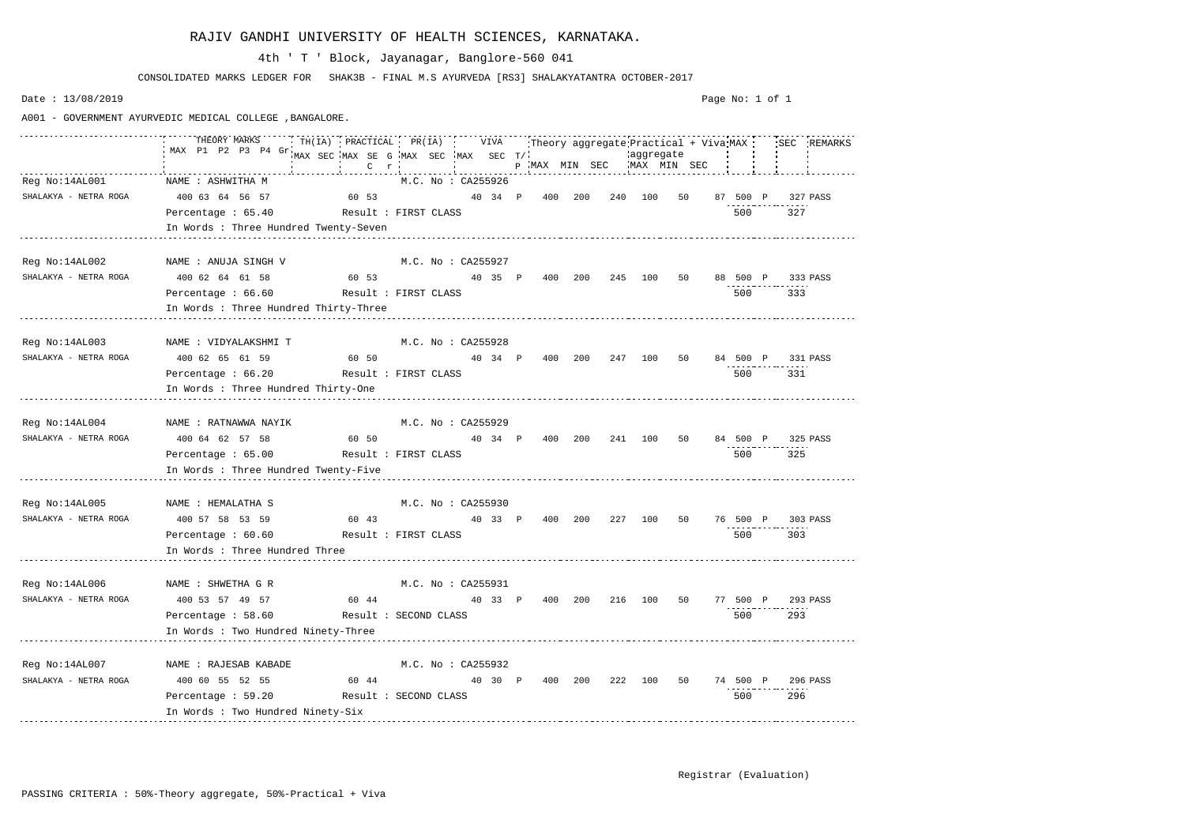# RAJIV GANDHI UNIVERSITY OF HEALTH SCIENCES, KARNATAKA.

4th ' T ' Block, Jayanagar, Banglore-560 041

CONSOLIDATED MARKS LEDGER FOR SHAK3B - FINAL M.S AYURVEDA [RS3] SHALAKYATANTRA OCTOBER-2017

Date : 13/08/2019

A001 - GOVERNMENT AYURVEDIC MEDICAL COLLEGE ,BANGALORE.

| | THEORY MARKS MAX P1 P2 P3 P4 Gr | TH(IA) MAX SEC | PRACTICAL MAX SE G C r | PR(IA) MAX SEC | VIVA MAX SEC T/P | Theory aggregate MAX MIN SEC | Practical + Viva aggregate MAX MIN SEC | MAX | | SEC | REMARKS |
|---|---|---|---|---|---|---|---|---|---|---|---|
| Reg No:14AL001 | NAME : ASHWITHA M | | | M.C. No : CA255926 | | | | | | | |
| SHALAKYA - NETRA ROGA | 400 63 64 56 57 | | 60 53 | | 40 34 P | 400 200 240 | 100 50 87 | 500 | P | 327 | PASS |
| | Percentage : 65.40 | | Result : FIRST CLASS | | | | | 500 | | 327 | |
| | In Words : Three Hundred Twenty-Seven | | | | | | | | | | |
| Reg No:14AL002 | NAME : ANUJA SINGH V | | | M.C. No : CA255927 | | | | | | | |
| SHALAKYA - NETRA ROGA | 400 62 64 61 58 | | 60 53 | | 40 35 P | 400 200 245 | 100 50 88 | 500 | P | 333 | PASS |
| | Percentage : 66.60 | | Result : FIRST CLASS | | | | | 500 | | 333 | |
| | In Words : Three Hundred Thirty-Three | | | | | | | | | | |
| Reg No:14AL003 | NAME : VIDYALAKSHMI T | | | M.C. No : CA255928 | | | | | | | |
| SHALAKYA - NETRA ROGA | 400 62 65 61 59 | | 60 50 | | 40 34 P | 400 200 247 | 100 50 84 | 500 | P | 331 | PASS |
| | Percentage : 66.20 | | Result : FIRST CLASS | | | | | 500 | | 331 | |
| | In Words : Three Hundred Thirty-One | | | | | | | | | | |
| Reg No:14AL004 | NAME : RATNAWWA NAYIK | | | M.C. No : CA255929 | | | | | | | |
| SHALAKYA - NETRA ROGA | 400 64 62 57 58 | | 60 50 | | 40 34 P | 400 200 241 | 100 50 84 | 500 | P | 325 | PASS |
| | Percentage : 65.00 | | Result : FIRST CLASS | | | | | 500 | | 325 | |
| | In Words : Three Hundred Twenty-Five | | | | | | | | | | |
| Reg No:14AL005 | NAME : HEMALATHA S | | | M.C. No : CA255930 | | | | | | | |
| SHALAKYA - NETRA ROGA | 400 57 58 53 59 | | 60 43 | | 40 33 P | 400 200 227 | 100 50 76 | 500 | P | 303 | PASS |
| | Percentage : 60.60 | | Result : FIRST CLASS | | | | | 500 | | 303 | |
| | In Words : Three Hundred Three | | | | | | | | | | |
| Reg No:14AL006 | NAME : SHWETHA G R | | | M.C. No : CA255931 | | | | | | | |
| SHALAKYA - NETRA ROGA | 400 53 57 49 57 | | 60 44 | | 40 33 P | 400 200 216 | 100 50 77 | 500 | P | 293 | PASS |
| | Percentage : 58.60 | | Result : SECOND CLASS | | | | | 500 | | 293 | |
| | In Words : Two Hundred Ninety-Three | | | | | | | | | | |
| Reg No:14AL007 | NAME : RAJESAB KABADE | | | M.C. No : CA255932 | | | | | | | |
| SHALAKYA - NETRA ROGA | 400 60 55 52 55 | | 60 44 | | 40 30 P | 400 200 222 | 100 50 74 | 500 | P | 296 | PASS |
| | Percentage : 59.20 | | Result : SECOND CLASS | | | | | 500 | | 296 | |
| | In Words : Two Hundred Ninety-Six | | | | | | | | | | |

Registrar (Evaluation)

PASSING CRITERIA : 50%-Theory aggregate, 50%-Practical + Viva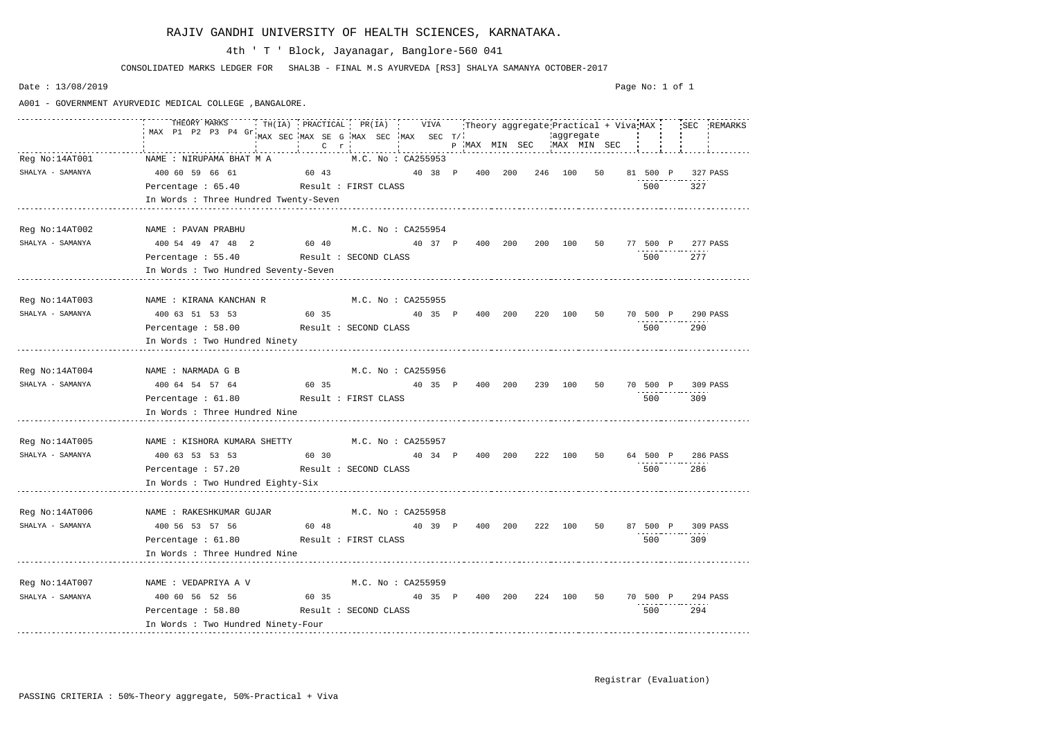# RAJIV GANDHI UNIVERSITY OF HEALTH SCIENCES, KARNATAKA.

4th ' T ' Block, Jayanagar, Banglore-560 041

CONSOLIDATED MARKS LEDGER FOR SHAL3B - FINAL M.S AYURVEDA [RS3] SHALYA SAMANYA OCTOBER-2017

Date : 13/08/2019

A001 - GOVERNMENT AYURVEDIC MEDICAL COLLEGE ,BANGALORE.

| | THEORY MARKS MAX P1 P2 P3 P4 Gr | TH(IA) MAX SEC | PRACTICAL MAX SE G C r | PR(IA) MAX SEC | VIVA MAX SEC T/P | Theory aggregate MAX MIN SEC | Practical + Viva aggregate MAX MIN SEC | MAX | SEC | REMARKS |
|---|---|---|---|---|---|---|---|---|---|---|
| Reg No:14AT001 | NAME : NIRUPAMA BHAT M A | | M.C. No : CA255953 | | | | | | | |
| SHALYA - SAMANYA | 400 60 59 66 61 | | 60 43 | | 40 38 P | 400 200 246 | 100 50 81 | 500 P | 327 | PASS |
| | Percentage : 65.40 | | Result : FIRST CLASS | | | | | 500 | 327 | |
| | In Words : Three Hundred Twenty-Seven | | | | | | | | | |
| Reg No:14AT002 | NAME : PAVAN PRABHU | | M.C. No : CA255954 | | | | | | | |
| SHALYA - SAMANYA | 400 54 49 47 48 2 | | 60 40 | | 40 37 P | 400 200 200 | 100 50 77 | 500 P | 277 | PASS |
| | Percentage : 55.40 | | Result : SECOND CLASS | | | | | 500 | 277 | |
| | In Words : Two Hundred Seventy-Seven | | | | | | | | | |
| Reg No:14AT003 | NAME : KIRANA KANCHAN R | | M.C. No : CA255955 | | | | | | | |
| SHALYA - SAMANYA | 400 63 51 53 53 | | 60 35 | | 40 35 P | 400 200 220 | 100 50 70 | 500 P | 290 | PASS |
| | Percentage : 58.00 | | Result : SECOND CLASS | | | | | 500 | 290 | |
| | In Words : Two Hundred Ninety | | | | | | | | | |
| Reg No:14AT004 | NAME : NARMADA G B | | M.C. No : CA255956 | | | | | | | |
| SHALYA - SAMANYA | 400 64 54 57 64 | | 60 35 | | 40 35 P | 400 200 239 | 100 50 70 | 500 P | 309 | PASS |
| | Percentage : 61.80 | | Result : FIRST CLASS | | | | | 500 | 309 | |
| | In Words : Three Hundred Nine | | | | | | | | | |
| Reg No:14AT005 | NAME : KISHORA KUMARA SHETTY | | M.C. No : CA255957 | | | | | | | |
| SHALYA - SAMANYA | 400 63 53 53 53 | | 60 30 | | 40 34 P | 400 200 222 | 100 50 64 | 500 P | 286 | PASS |
| | Percentage : 57.20 | | Result : SECOND CLASS | | | | | 500 | 286 | |
| | In Words : Two Hundred Eighty-Six | | | | | | | | | |
| Reg No:14AT006 | NAME : RAKESHKUMAR GUJAR | | M.C. No : CA255958 | | | | | | | |
| SHALYA - SAMANYA | 400 56 53 57 56 | | 60 48 | | 40 39 P | 400 200 222 | 100 50 87 | 500 P | 309 | PASS |
| | Percentage : 61.80 | | Result : FIRST CLASS | | | | | 500 | 309 | |
| | In Words : Three Hundred Nine | | | | | | | | | |
| Reg No:14AT007 | NAME : VEDAPRIYA A V | | M.C. No : CA255959 | | | | | | | |
| SHALYA - SAMANYA | 400 60 56 52 56 | | 60 35 | | 40 35 P | 400 200 224 | 100 50 70 | 500 P | 294 | PASS |
| | Percentage : 58.80 | | Result : SECOND CLASS | | | | | 500 | 294 | |
| | In Words : Two Hundred Ninety-Four | | | | | | | | | |

Registrar (Evaluation)

PASSING CRITERIA : 50%-Theory aggregate, 50%-Practical + Viva